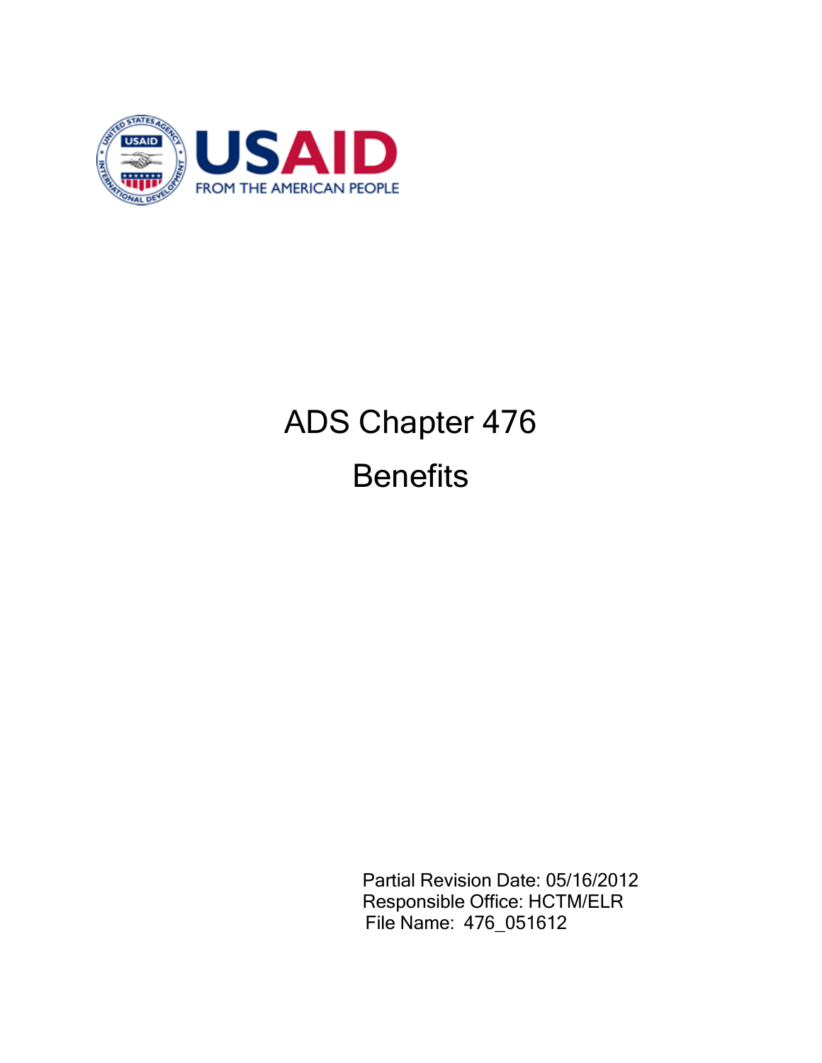USAID

FROM THE AMERICAN PEOPLE

# ADS Chapter 476

# Benefits

Partial Revision Date: 05/16/2012
Responsible Office: HCTM/ELR
File Name: 476_051612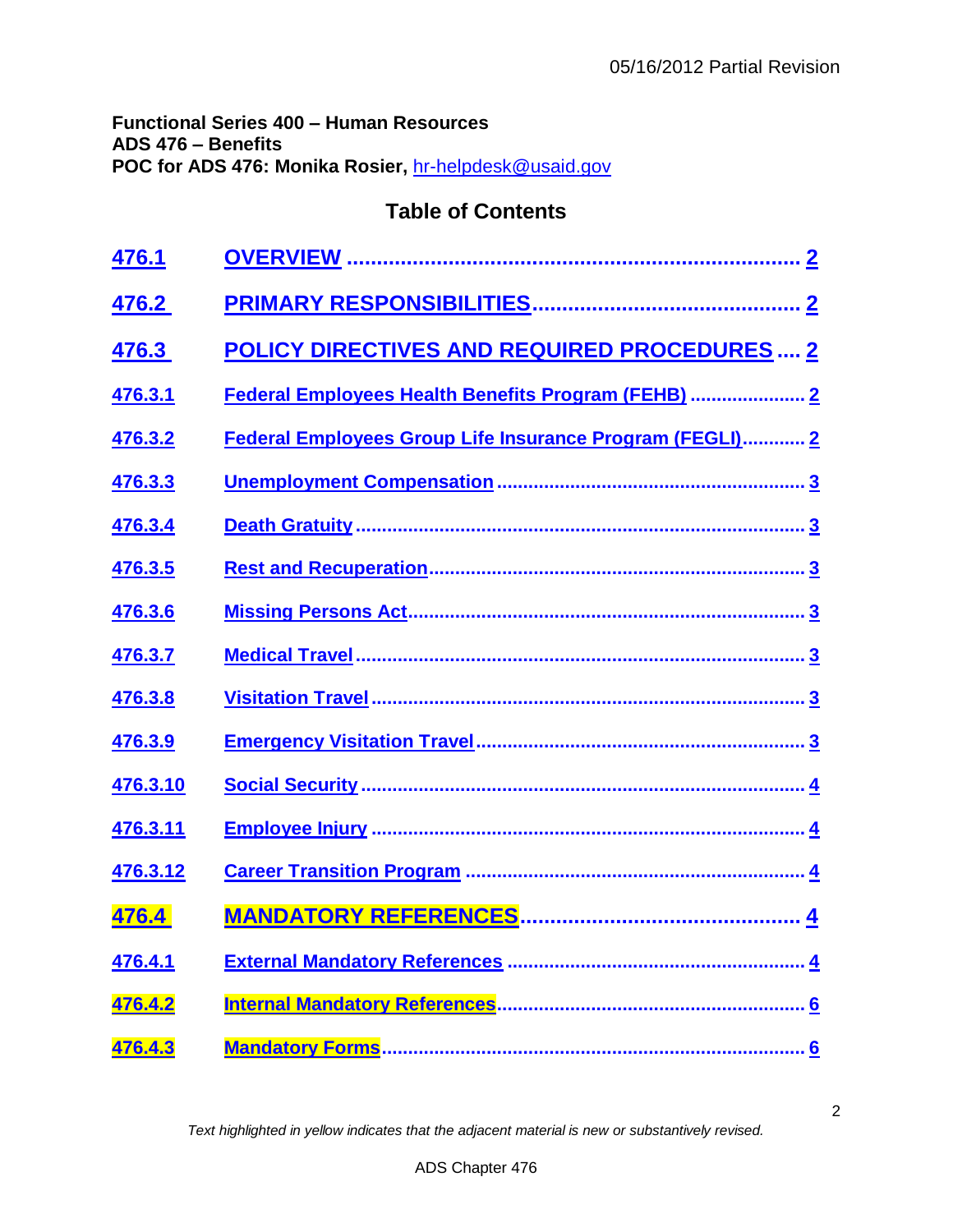05/16/2012 Partial Revision

**Functional Series 400 – Human Resources**
**ADS 476 – Benefits**
**POC for ADS 476: Monika Rosier,** hr-helpdesk@usaid.gov

## Table of Contents

| | | |
|---|---|---|
| **476.1** | **OVERVIEW** | **2** |
| **476.2** | **PRIMARY RESPONSIBILITIES** | **2** |
| **476.3** | **POLICY DIRECTIVES AND REQUIRED PROCEDURES** | **2** |
| **476.3.1** | **Federal Employees Health Benefits Program (FEHB)** | **2** |
| **476.3.2** | **Federal Employees Group Life Insurance Program (FEGLI)** | **2** |
| **476.3.3** | **Unemployment Compensation** | **3** |
| **476.3.4** | **Death Gratuity** | **3** |
| **476.3.5** | **Rest and Recuperation** | **3** |
| **476.3.6** | **Missing Persons Act** | **3** |
| **476.3.7** | **Medical Travel** | **3** |
| **476.3.8** | **Visitation Travel** | **3** |
| **476.3.9** | **Emergency Visitation Travel** | **3** |
| **476.3.10** | **Social Security** | **4** |
| **476.3.11** | **Employee Injury** | **4** |
| **476.3.12** | **Career Transition Program** | **4** |
| **476.4** | **MANDATORY REFERENCES** | **4** |
| **476.4.1** | **External Mandatory References** | **4** |
| **476.4.2** | **Internal Mandatory References** | **6** |
| **476.4.3** | **Mandatory Forms** | **6** |

*Text highlighted in yellow indicates that the adjacent material is new or substantively revised.*

ADS Chapter 476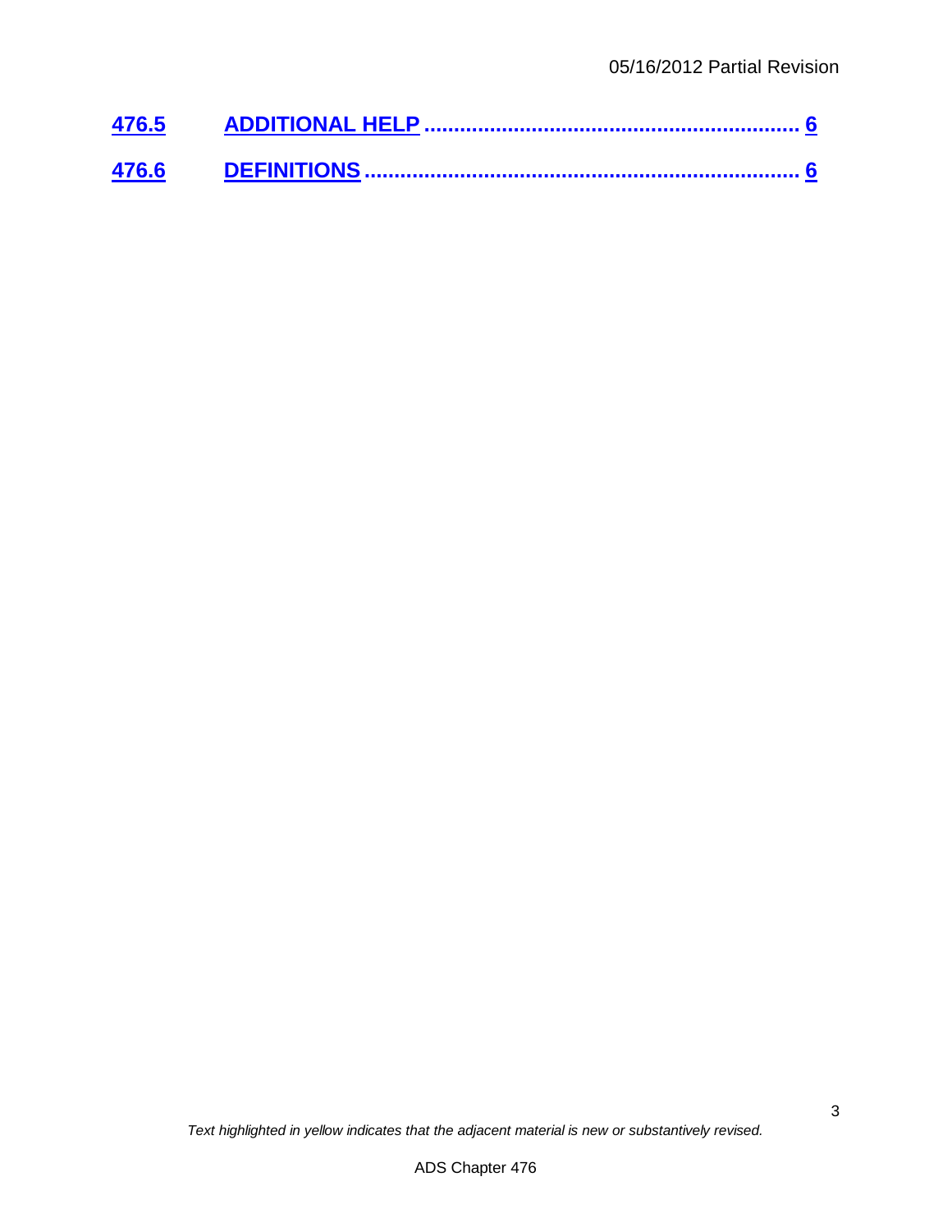[476.5 ADDITIONAL HELP ........................................................... 6]

[476.6 DEFINITIONS .................................................................. 6]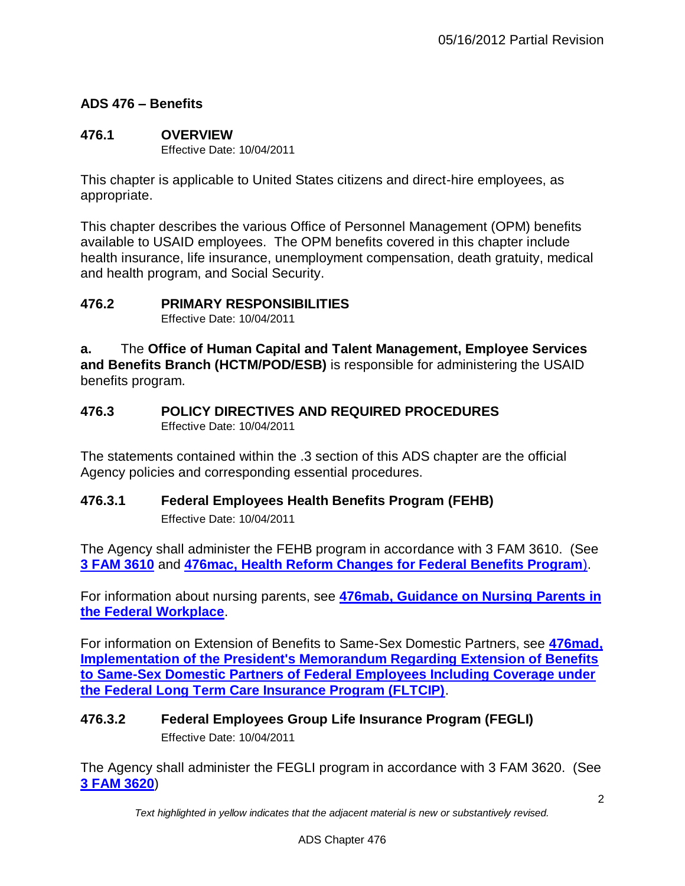## ADS 476 – Benefits

### 476.1 OVERVIEW

Effective Date: 10/04/2011

This chapter is applicable to United States citizens and direct-hire employees, as appropriate.

This chapter describes the various Office of Personnel Management (OPM) benefits available to USAID employees. The OPM benefits covered in this chapter include health insurance, life insurance, unemployment compensation, death gratuity, medical and health program, and Social Security.

### 476.2 PRIMARY RESPONSIBILITIES

Effective Date: 10/04/2011

**a.** The **Office of Human Capital and Talent Management, Employee Services and Benefits Branch (HCTM/POD/ESB)** is responsible for administering the USAID benefits program.

### 476.3 POLICY DIRECTIVES AND REQUIRED PROCEDURES

Effective Date: 10/04/2011

The statements contained within the .3 section of this ADS chapter are the official Agency policies and corresponding essential procedures.

#### 476.3.1 Federal Employees Health Benefits Program (FEHB)

Effective Date: 10/04/2011

The Agency shall administer the FEHB program in accordance with 3 FAM 3610. (See **3 FAM 3610** and **476mac, Health Reform Changes for Federal Benefits Program**).

For information about nursing parents, see **476mab, Guidance on Nursing Parents in the Federal Workplace**.

For information on Extension of Benefits to Same-Sex Domestic Partners, see **476mad, Implementation of the President's Memorandum Regarding Extension of Benefits to Same-Sex Domestic Partners of Federal Employees Including Coverage under the Federal Long Term Care Insurance Program (FLTCIP)**.

#### 476.3.2 Federal Employees Group Life Insurance Program (FEGLI)

Effective Date: 10/04/2011

The Agency shall administer the FEGLI program in accordance with 3 FAM 3620. (See **3 FAM 3620**)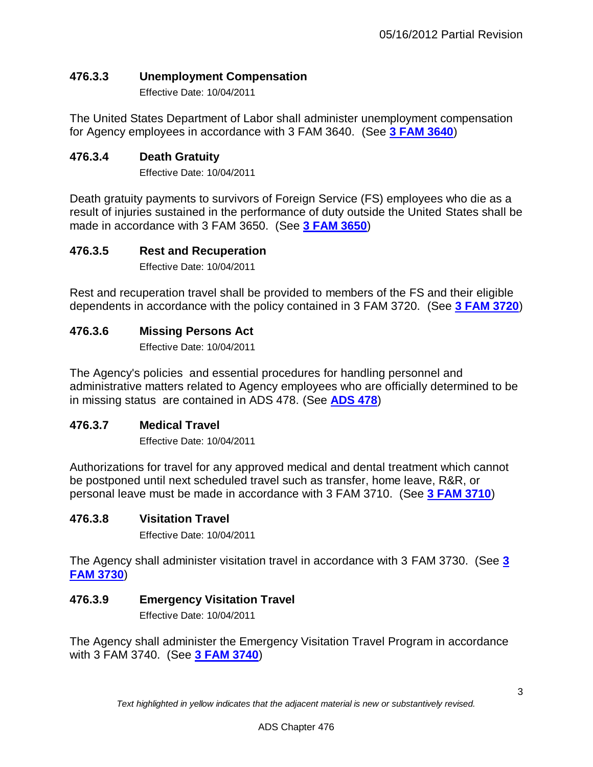### 476.3.3 Unemployment Compensation

Effective Date: 10/04/2011

The United States Department of Labor shall administer unemployment compensation for Agency employees in accordance with 3 FAM 3640. (See **3 FAM 3640**)

### 476.3.4 Death Gratuity

Effective Date: 10/04/2011

Death gratuity payments to survivors of Foreign Service (FS) employees who die as a result of injuries sustained in the performance of duty outside the United States shall be made in accordance with 3 FAM 3650. (See **3 FAM 3650**)

### 476.3.5 Rest and Recuperation

Effective Date: 10/04/2011

Rest and recuperation travel shall be provided to members of the FS and their eligible dependents in accordance with the policy contained in 3 FAM 3720. (See **3 FAM 3720**)

### 476.3.6 Missing Persons Act

Effective Date: 10/04/2011

The Agency's policies and essential procedures for handling personnel and administrative matters related to Agency employees who are officially determined to be in missing status are contained in ADS 478. (See **ADS 478**)

### 476.3.7 Medical Travel

Effective Date: 10/04/2011

Authorizations for travel for any approved medical and dental treatment which cannot be postponed until next scheduled travel such as transfer, home leave, R&R, or personal leave must be made in accordance with 3 FAM 3710. (See **3 FAM 3710**)

### 476.3.8 Visitation Travel

Effective Date: 10/04/2011

The Agency shall administer visitation travel in accordance with 3 FAM 3730. (See **3 FAM 3730**)

### 476.3.9 Emergency Visitation Travel

Effective Date: 10/04/2011

The Agency shall administer the Emergency Visitation Travel Program in accordance with 3 FAM 3740. (See **3 FAM 3740**)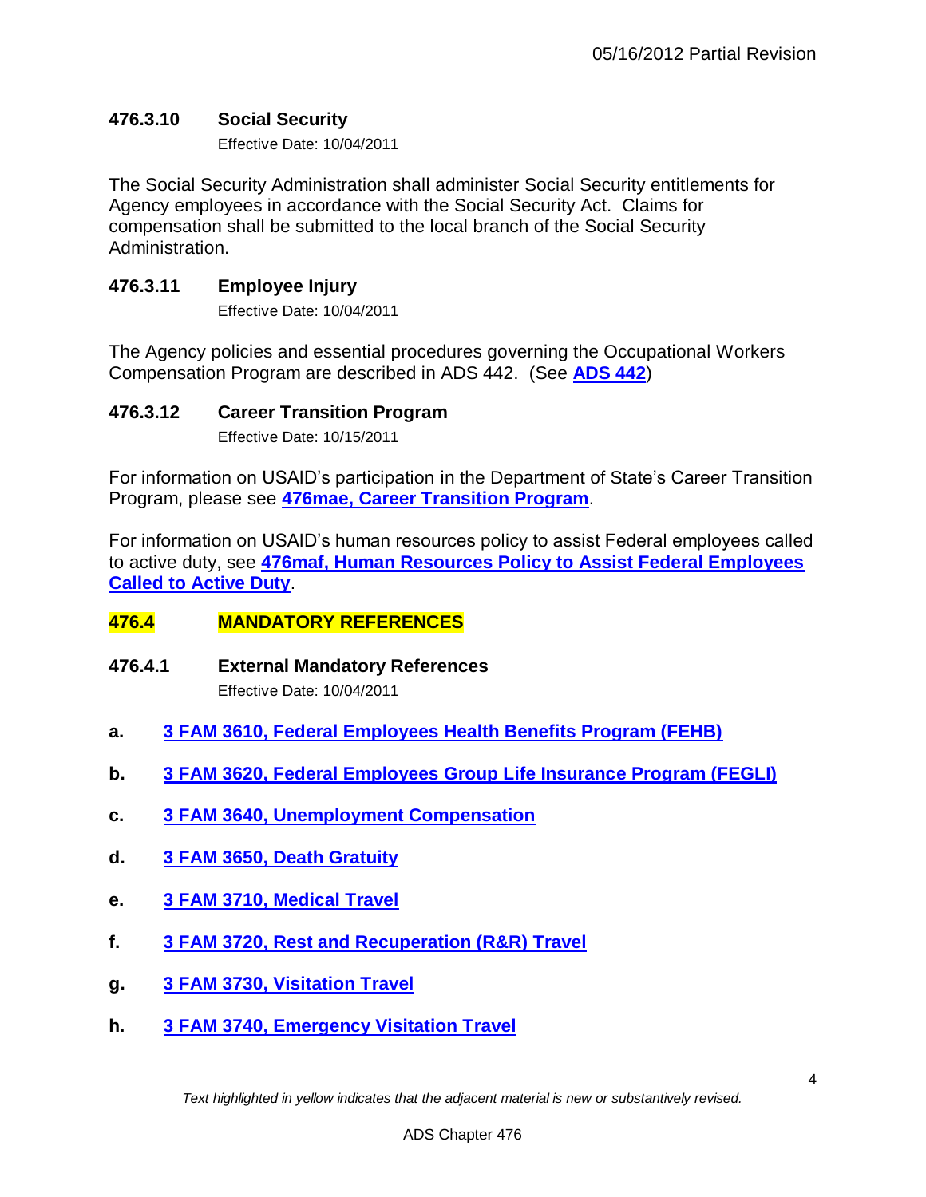### 476.3.10 Social Security

Effective Date: 10/04/2011

The Social Security Administration shall administer Social Security entitlements for Agency employees in accordance with the Social Security Act. Claims for compensation shall be submitted to the local branch of the Social Security Administration.

### 476.3.11 Employee Injury

Effective Date: 10/04/2011

The Agency policies and essential procedures governing the Occupational Workers Compensation Program are described in ADS 442. (See **ADS 442**)

### 476.3.12 Career Transition Program

Effective Date: 10/15/2011

For information on USAID's participation in the Department of State's Career Transition Program, please see **476mae, Career Transition Program**.

For information on USAID's human resources policy to assist Federal employees called to active duty, see **476maf, Human Resources Policy to Assist Federal Employees Called to Active Duty**.

## 476.4 MANDATORY REFERENCES

### 476.4.1 External Mandatory References

Effective Date: 10/04/2011

**a.** **3 FAM 3610, Federal Employees Health Benefits Program (FEHB)**

**b.** **3 FAM 3620, Federal Employees Group Life Insurance Program (FEGLI)**

**c.** **3 FAM 3640, Unemployment Compensation**

**d.** **3 FAM 3650, Death Gratuity**

**e.** **3 FAM 3710, Medical Travel**

**f.** **3 FAM 3720, Rest and Recuperation (R&R) Travel**

**g.** **3 FAM 3730, Visitation Travel**

**h.** **3 FAM 3740, Emergency Visitation Travel**

*Text highlighted in yellow indicates that the adjacent material is new or substantively revised.*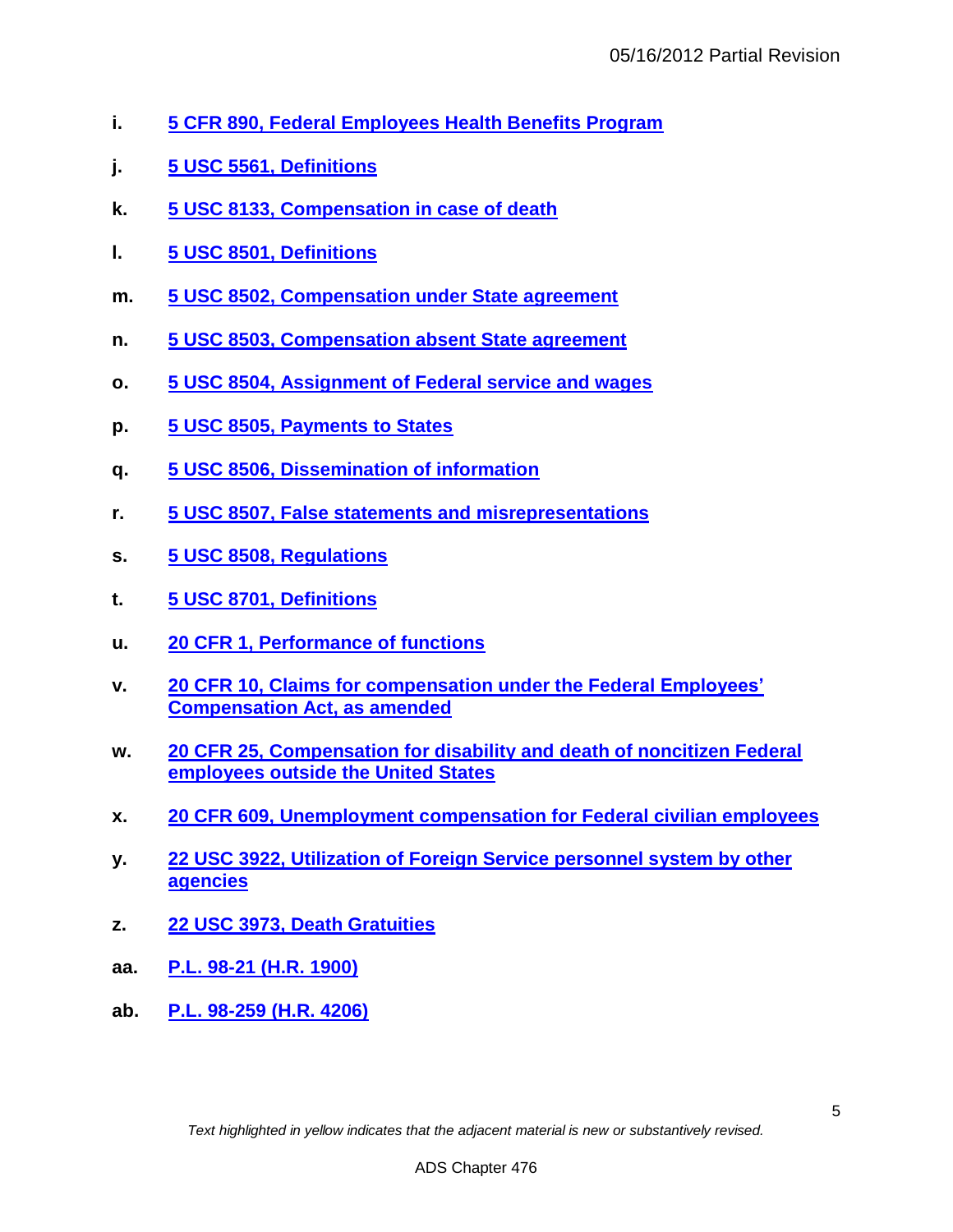- **i.** **5 CFR 890, Federal Employees Health Benefits Program**

- **j.** **5 USC 5561, Definitions**

- **k.** **5 USC 8133, Compensation in case of death**

- **l.** **5 USC 8501, Definitions**

- **m.** **5 USC 8502, Compensation under State agreement**

- **n.** **5 USC 8503, Compensation absent State agreement**

- **o.** **5 USC 8504, Assignment of Federal service and wages**

- **p.** **5 USC 8505, Payments to States**

- **q.** **5 USC 8506, Dissemination of information**

- **r.** **5 USC 8507, False statements and misrepresentations**

- **s.** **5 USC 8508, Regulations**

- **t.** **5 USC 8701, Definitions**

- **u.** **20 CFR 1, Performance of functions**

- **v.** **20 CFR 10, Claims for compensation under the Federal Employees' Compensation Act, as amended**

- **w.** **20 CFR 25, Compensation for disability and death of noncitizen Federal employees outside the United States**

- **x.** **20 CFR 609, Unemployment compensation for Federal civilian employees**

- **y.** **22 USC 3922, Utilization of Foreign Service personnel system by other agencies**

- **z.** **22 USC 3973, Death Gratuities**

- **aa.** **P.L. 98-21 (H.R. 1900)**

- **ab.** **P.L. 98-259 (H.R. 4206)**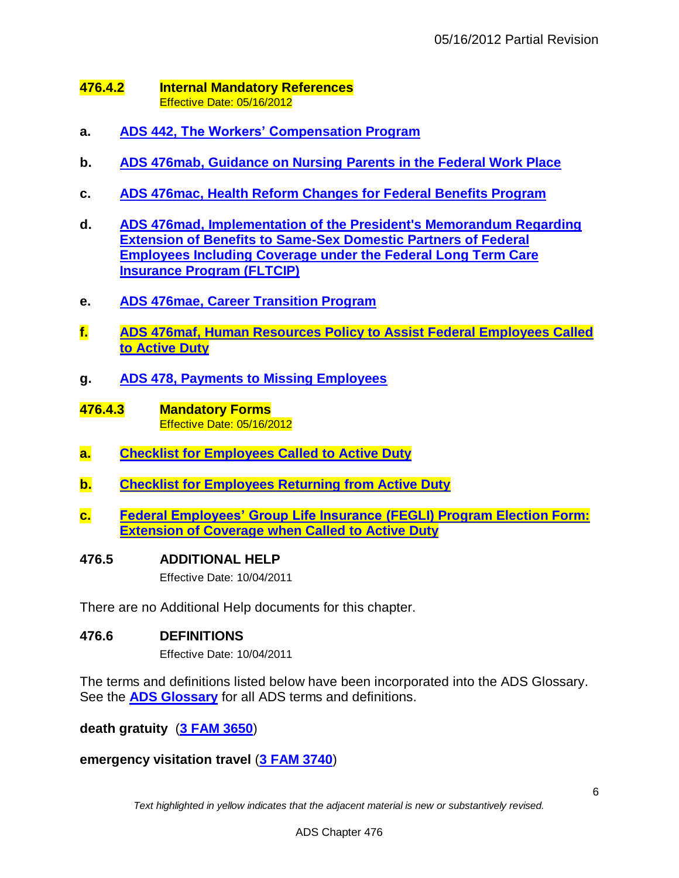### 476.4.2 Internal Mandatory References

Effective Date: 05/16/2012

a. **ADS 442, The Workers' Compensation Program**

b. **ADS 476mab, Guidance on Nursing Parents in the Federal Work Place**

c. **ADS 476mac, Health Reform Changes for Federal Benefits Program**

d. **ADS 476mad, Implementation of the President's Memorandum Regarding Extension of Benefits to Same-Sex Domestic Partners of Federal Employees Including Coverage under the Federal Long Term Care Insurance Program (FLTCIP)**

e. **ADS 476mae, Career Transition Program**

f. **ADS 476maf, Human Resources Policy to Assist Federal Employees Called to Active Duty**

g. **ADS 478, Payments to Missing Employees**

### 476.4.3 Mandatory Forms

Effective Date: 05/16/2012

a. **Checklist for Employees Called to Active Duty**

b. **Checklist for Employees Returning from Active Duty**

c. **Federal Employees' Group Life Insurance (FEGLI) Program Election Form: Extension of Coverage when Called to Active Duty**

## 476.5 ADDITIONAL HELP

Effective Date: 10/04/2011

There are no Additional Help documents for this chapter.

## 476.6 DEFINITIONS

Effective Date: 10/04/2011

The terms and definitions listed below have been incorporated into the ADS Glossary. See the **ADS Glossary** for all ADS terms and definitions.

**death gratuity** (**3 FAM 3650**)

**emergency visitation travel** (**3 FAM 3740**)

*Text highlighted in yellow indicates that the adjacent material is new or substantively revised.*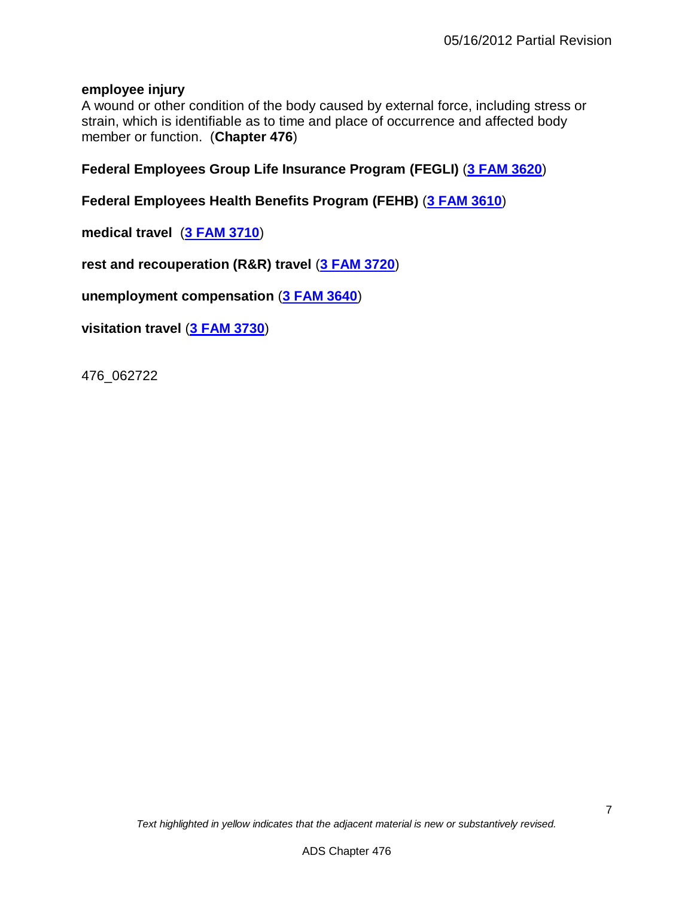**employee injury**
A wound or other condition of the body caused by external force, including stress or strain, which is identifiable as to time and place of occurrence and affected body member or function. (**Chapter 476**)

**Federal Employees Group Life Insurance Program (FEGLI)** (**3 FAM 3620**)

**Federal Employees Health Benefits Program (FEHB)** (**3 FAM 3610**)

**medical travel** (**3 FAM 3710**)

**rest and recouperation (R&R) travel** (**3 FAM 3720**)

**unemployment compensation** (**3 FAM 3640**)

**visitation travel** (**3 FAM 3730**)

476_062722